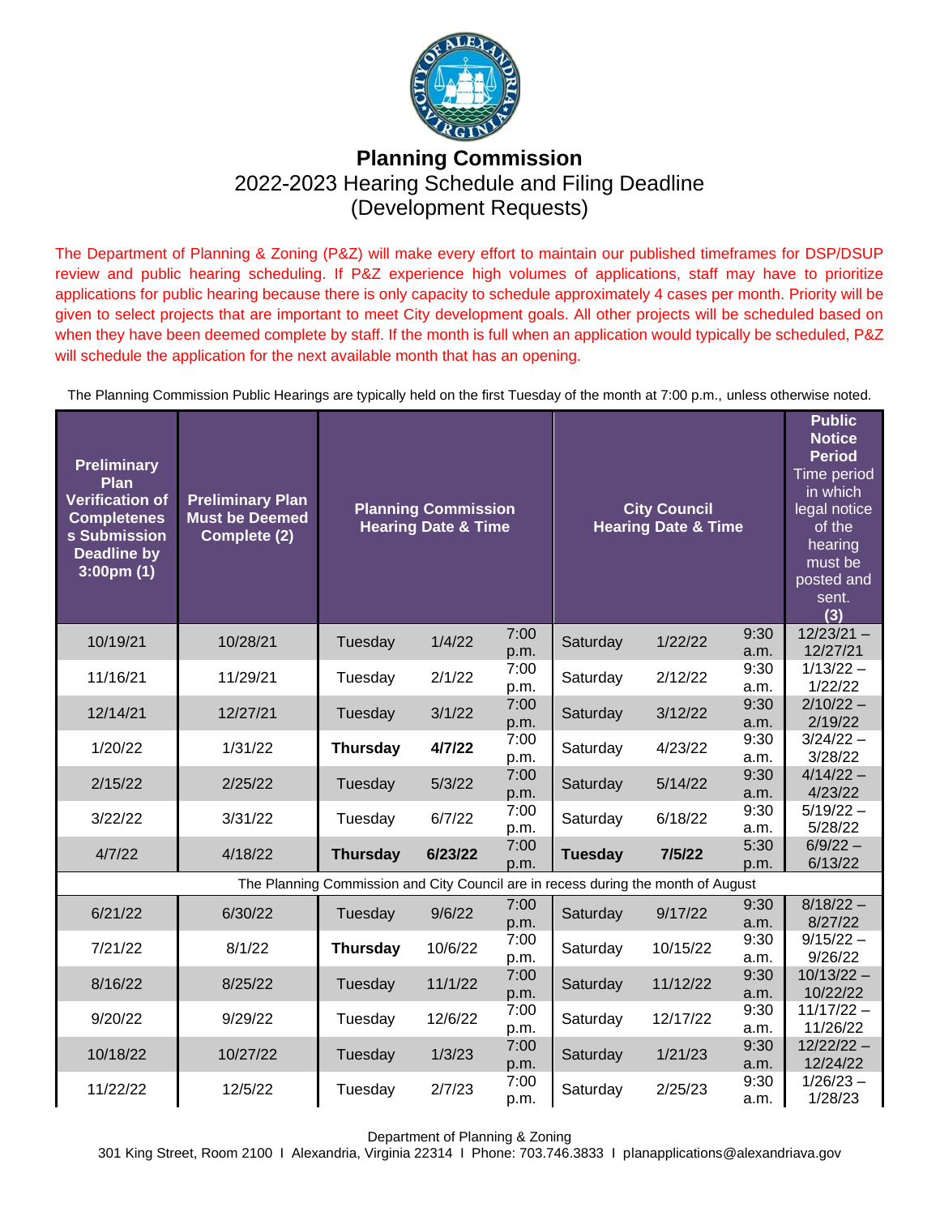# Planning Commission

## 2022-2023 Hearing Schedule and Filing Deadline (Development Requests)

The Department of Planning & Zoning (P&Z) will make every effort to maintain our published timeframes for DSP/DSUP review and public hearing scheduling. If P&Z experience high volumes of applications, staff may have to prioritize applications for public hearing because there is only capacity to schedule approximately 4 cases per month. Priority will be given to select projects that are important to meet City development goals. All other projects will be scheduled based on when they have been deemed complete by staff. If the month is full when an application would typically be scheduled, P&Z will schedule the application for the next available month that has an opening.

The Planning Commission Public Hearings are typically held on the first Tuesday of the month at 7:00 p.m., unless otherwise noted.

| **Preliminary Plan Verification of Completeness Submission Deadline by 3:00pm (1)** | **Preliminary Plan Must be Deemed Complete (2)** | **Planning Commission Hearing Date & Time** | | | **City Council Hearing Date & Time** | | | **Public Notice Period** Time period in which legal notice of the hearing must be posted and sent. **(3)** |
|---|---|---|---|---|---|---|---|---|
| 10/19/21 | 10/28/21 | Tuesday | 1/4/22 | 7:00 p.m. | Saturday | 1/22/22 | 9:30 a.m. | 12/23/21 – 12/27/21 |
| 11/16/21 | 11/29/21 | Tuesday | 2/1/22 | 7:00 p.m. | Saturday | 2/12/22 | 9:30 a.m. | 1/13/22 – 1/22/22 |
| 12/14/21 | 12/27/21 | Tuesday | 3/1/22 | 7:00 p.m. | Saturday | 3/12/22 | 9:30 a.m. | 2/10/22 – 2/19/22 |
| 1/20/22 | 1/31/22 | **Thursday** | **4/7/22** | 7:00 p.m. | Saturday | 4/23/22 | 9:30 a.m. | 3/24/22 – 3/28/22 |
| 2/15/22 | 2/25/22 | Tuesday | 5/3/22 | 7:00 p.m. | Saturday | 5/14/22 | 9:30 a.m. | 4/14/22 – 4/23/22 |
| 3/22/22 | 3/31/22 | Tuesday | 6/7/22 | 7:00 p.m. | Saturday | 6/18/22 | 9:30 a.m. | 5/19/22 – 5/28/22 |
| 4/7/22 | 4/18/22 | **Thursday** | **6/23/22** | 7:00 p.m. | **Tuesday** | **7/5/22** | 5:30 p.m. | 6/9/22 – 6/13/22 |
| The Planning Commission and City Council are in recess during the month of August | | | | | | | | |
| 6/21/22 | 6/30/22 | Tuesday | 9/6/22 | 7:00 p.m. | Saturday | 9/17/22 | 9:30 a.m. | 8/18/22 – 8/27/22 |
| 7/21/22 | 8/1/22 | **Thursday** | 10/6/22 | 7:00 p.m. | Saturday | 10/15/22 | 9:30 a.m. | 9/15/22 – 9/26/22 |
| 8/16/22 | 8/25/22 | Tuesday | 11/1/22 | 7:00 p.m. | Saturday | 11/12/22 | 9:30 a.m. | 10/13/22 – 10/22/22 |
| 9/20/22 | 9/29/22 | Tuesday | 12/6/22 | 7:00 p.m. | Saturday | 12/17/22 | 9:30 a.m. | 11/17/22 – 11/26/22 |
| 10/18/22 | 10/27/22 | Tuesday | 1/3/23 | 7:00 p.m. | Saturday | 1/21/23 | 9:30 a.m. | 12/22/22 – 12/24/22 |
| 11/22/22 | 12/5/22 | Tuesday | 2/7/23 | 7:00 p.m. | Saturday | 2/25/23 | 9:30 a.m. | 1/26/23 – 1/28/23 |

Department of Planning & Zoning
301 King Street, Room 2100 I Alexandria, Virginia 22314 I Phone: 703.746.3833 I planapplications@alexandriava.gov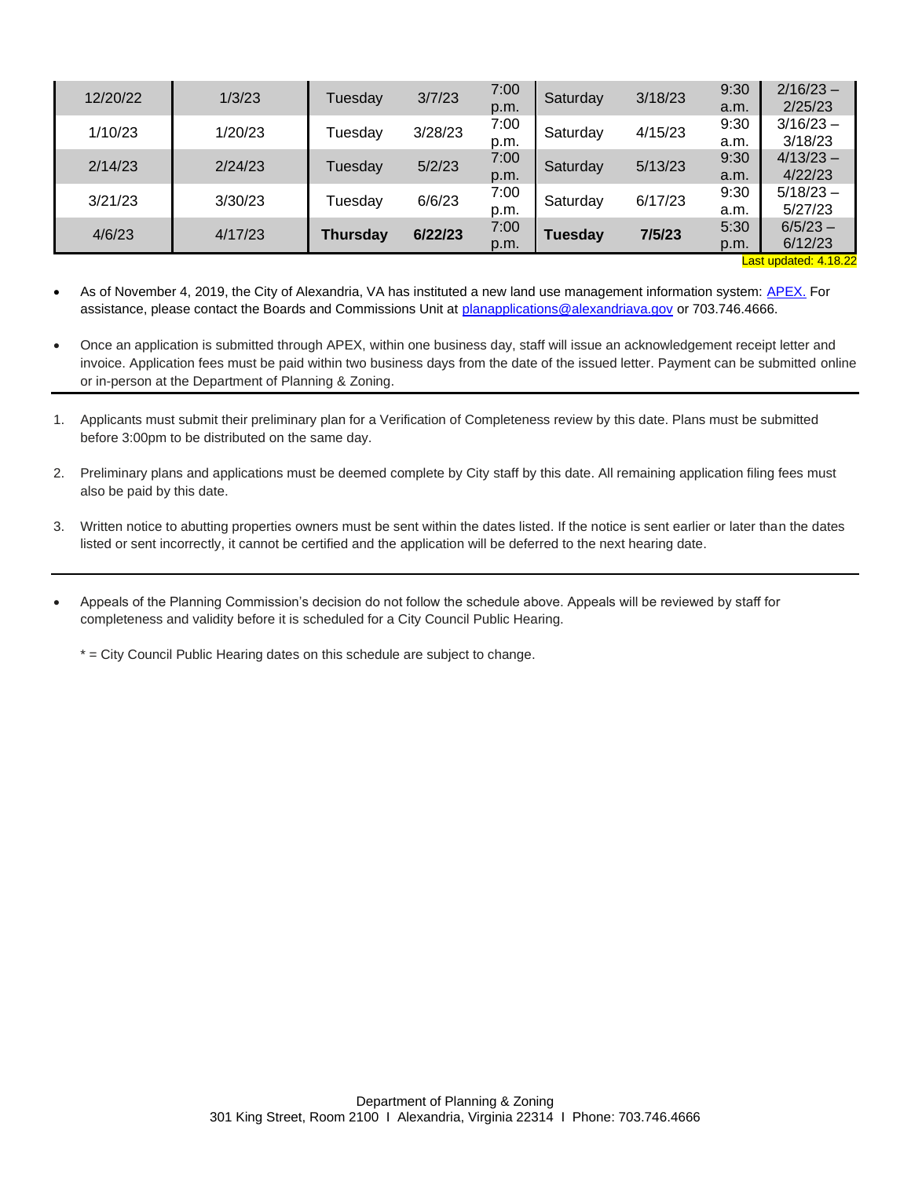| | | | | | | | | |
|---|---|---|---|---|---|---|---|---|
| 12/20/22 | 1/3/23 | Tuesday | 3/7/23 | 7:00 p.m. | Saturday | 3/18/23 | 9:30 a.m. | 2/16/23 – 2/25/23 |
| 1/10/23 | 1/20/23 | Tuesday | 3/28/23 | 7:00 p.m. | Saturday | 4/15/23 | 9:30 a.m. | 3/16/23 – 3/18/23 |
| 2/14/23 | 2/24/23 | Tuesday | 5/2/23 | 7:00 p.m. | Saturday | 5/13/23 | 9:30 a.m. | 4/13/23 – 4/22/23 |
| 3/21/23 | 3/30/23 | Tuesday | 6/6/23 | 7:00 p.m. | Saturday | 6/17/23 | 9:30 a.m. | 5/18/23 – 5/27/23 |
| 4/6/23 | 4/17/23 | **Thursday** | **6/22/23** | 7:00 p.m. | **Tuesday** | **7/5/23** | 5:30 p.m. | 6/5/23 – 6/12/23 |

Last updated: 4.18.22

- As of November 4, 2019, the City of Alexandria, VA has instituted a new land use management information system: APEX. For assistance, please contact the Boards and Commissions Unit at planapplications@alexandriava.gov or 703.746.4666.
- Once an application is submitted through APEX, within one business day, staff will issue an acknowledgement receipt letter and invoice. Application fees must be paid within two business days from the date of the issued letter. Payment can be submitted online or in-person at the Department of Planning & Zoning.

---

1. Applicants must submit their preliminary plan for a Verification of Completeness review by this date. Plans must be submitted before 3:00pm to be distributed on the same day.
2. Preliminary plans and applications must be deemed complete by City staff by this date. All remaining application filing fees must also be paid by this date.
3. Written notice to abutting properties owners must be sent within the dates listed. If the notice is sent earlier or later than the dates listed or sent incorrectly, it cannot be certified and the application will be deferred to the next hearing date.

---

- Appeals of the Planning Commission's decision do not follow the schedule above. Appeals will be reviewed by staff for completeness and validity before it is scheduled for a City Council Public Hearing.

  * = City Council Public Hearing dates on this schedule are subject to change.

Department of Planning & Zoning
301 King Street, Room 2100 I Alexandria, Virginia 22314 I Phone: 703.746.4666